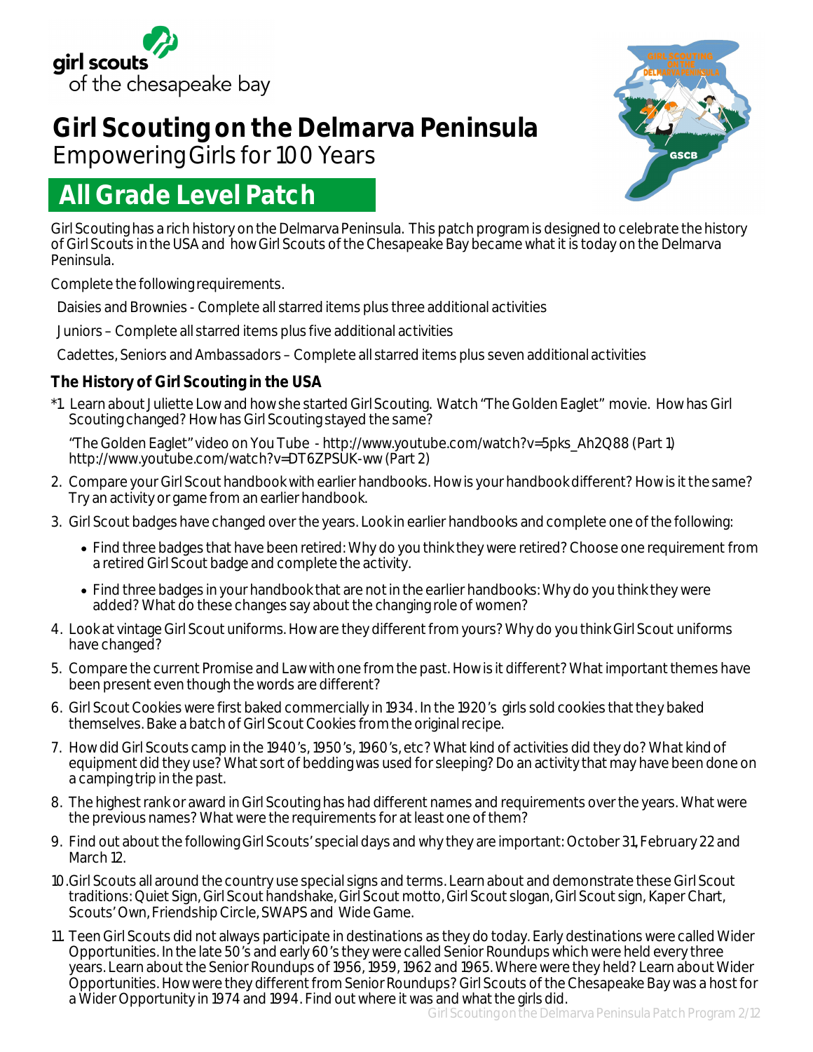girl scouts
of the chesapeake bay

# Girl Scouting on the Delmarva Peninsula

Empowering Girls for 100 Years

## All Grade Level Patch

Girl Scouting has a rich history on the Delmarva Peninsula. This patch program is designed to celebrate the history of Girl Scouts in the USA and how Girl Scouts of the Chesapeake Bay became what it is today on the Delmarva Peninsula.

Complete the following requirements.

Daisies and Brownies - Complete all starred items plus three additional activities

Juniors – Complete all starred items plus five additional activities

Cadettes, Seniors and Ambassadors – Complete all starred items plus seven additional activities

### The History of Girl Scouting in the USA

*1. Learn about Juliette Low and how she started Girl Scouting. Watch "The Golden Eaglet" movie. How has Girl Scouting changed? How has Girl Scouting stayed the same?

"The Golden Eaglet" video on You Tube - http://www.youtube.com/watch?v=5pks_Ah2Q88 (Part 1) http://www.youtube.com/watch?v=DT6ZPSUK-ww (Part 2)

2. Compare your Girl Scout handbook with earlier handbooks. How is your handbook different? How is it the same? Try an activity or game from an earlier handbook.

3. Girl Scout badges have changed over the years. Look in earlier handbooks and complete one of the following:
   - Find three badges that have been retired: Why do you think they were retired? Choose one requirement from a retired Girl Scout badge and complete the activity.
   - Find three badges in your handbook that are not in the earlier handbooks: Why do you think they were added? What do these changes say about the changing role of women?

4. Look at vintage Girl Scout uniforms. How are they different from yours? Why do you think Girl Scout uniforms have changed?

5. Compare the current Promise and Law with one from the past. How is it different? What important themes have been present even though the words are different?

6. Girl Scout Cookies were first baked commercially in 1934. In the 1920's girls sold cookies that they baked themselves. Bake a batch of Girl Scout Cookies from the original recipe.

7. How did Girl Scouts camp in the 1940's, 1950's, 1960's, etc? What kind of activities did they do? What kind of equipment did they use? What sort of bedding was used for sleeping? Do an activity that may have been done on a camping trip in the past.

8. The highest rank or award in Girl Scouting has had different names and requirements over the years. What were the previous names? What were the requirements for at least one of them?

9. Find out about the following Girl Scouts' special days and why they are important: October 31, February 22 and March 12.

10. Girl Scouts all around the country use special signs and terms. Learn about and demonstrate these Girl Scout traditions: Quiet Sign, Girl Scout handshake, Girl Scout motto, Girl Scout slogan, Girl Scout sign, Kaper Chart, Scouts' Own, Friendship Circle, SWAPS and Wide Game.

11. Teen Girl Scouts did not always participate in destinations as they do today. Early destinations were called Wider Opportunities. In the late 50's and early 60's they were called Senior Roundups which were held every three years. Learn about the Senior Roundups of 1956, 1959, 1962 and 1965. Where were they held? Learn about Wider Opportunities. How were they different from Senior Roundups? Girl Scouts of the Chesapeake Bay was a host for a Wider Opportunity in 1974 and 1994. Find out where it was and what the girls did.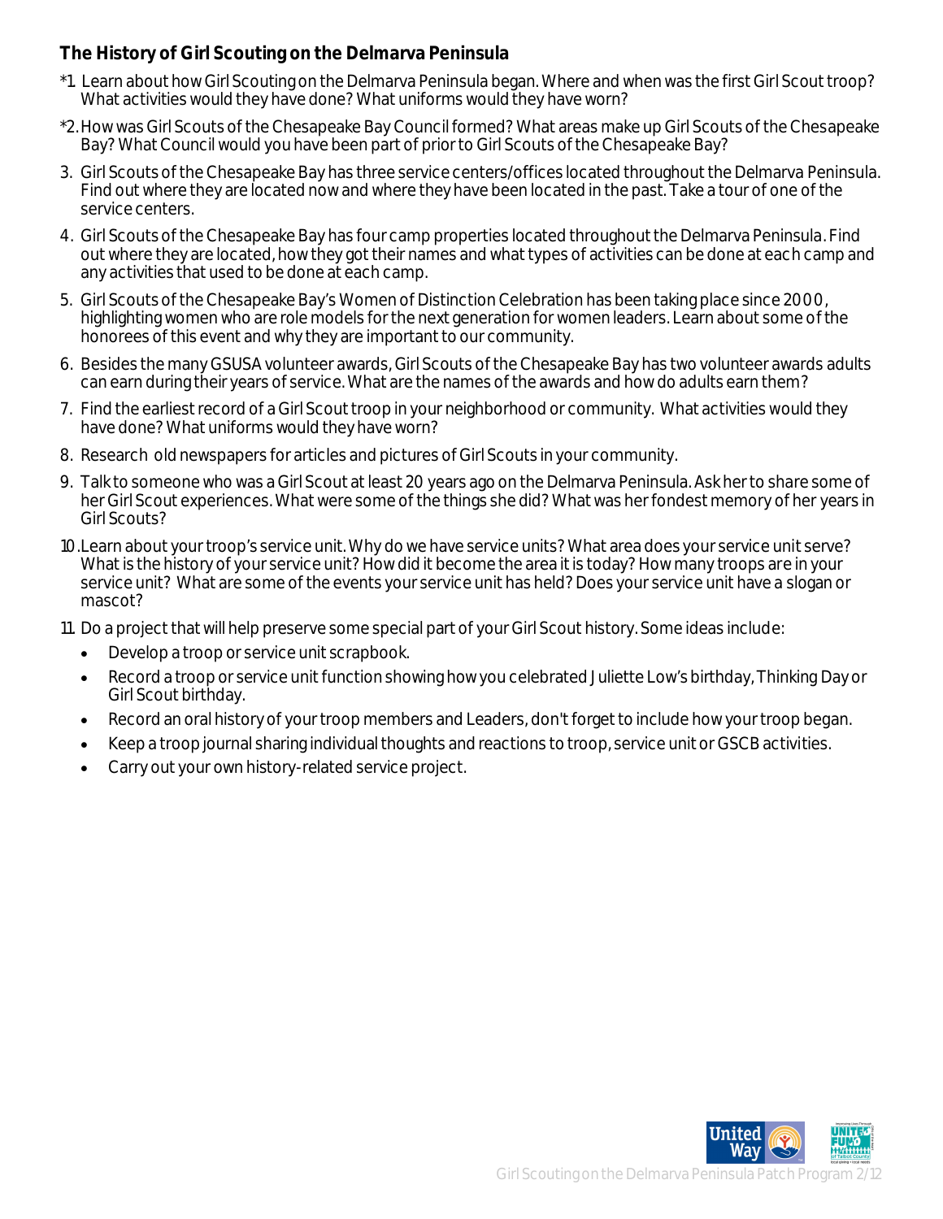**The History of Girl Scouting on the Delmarva Peninsula**

*1. Learn about how Girl Scouting on the Delmarva Peninsula began. Where and when was the first Girl Scout troop? What activities would they have done? What uniforms would they have worn?

*2. How was Girl Scouts of the Chesapeake Bay Council formed? What areas make up Girl Scouts of the Chesapeake Bay? What Council would you have been part of prior to Girl Scouts of the Chesapeake Bay?

3. Girl Scouts of the Chesapeake Bay has three service centers/offices located throughout the Delmarva Peninsula. Find out where they are located now and where they have been located in the past. Take a tour of one of the service centers.

4. Girl Scouts of the Chesapeake Bay has four camp properties located throughout the Delmarva Peninsula. Find out where they are located, how they got their names and what types of activities can be done at each camp and any activities that used to be done at each camp.

5. Girl Scouts of the Chesapeake Bay's Women of Distinction Celebration has been taking place since 2000, highlighting women who are role models for the next generation for women leaders. Learn about some of the honorees of this event and why they are important to our community.

6. Besides the many GSUSA volunteer awards, Girl Scouts of the Chesapeake Bay has two volunteer awards adults can earn during their years of service. What are the names of the awards and how do adults earn them?

7. Find the earliest record of a Girl Scout troop in your neighborhood or community. What activities would they have done? What uniforms would they have worn?

8. Research old newspapers for articles and pictures of Girl Scouts in your community.

9. Talk to someone who was a Girl Scout at least 20 years ago on the Delmarva Peninsula. Ask her to share some of her Girl Scout experiences. What were some of the things she did? What was her fondest memory of her years in Girl Scouts?

10. Learn about your troop's service unit. Why do we have service units? What area does your service unit serve? What is the history of your service unit? How did it become the area it is today? How many troops are in your service unit? What are some of the events your service unit has held? Does your service unit have a slogan or mascot?

11. Do a project that will help preserve some special part of your Girl Scout history. Some ideas include:
    - Develop a troop or service unit scrapbook.
    - Record a troop or service unit function showing how you celebrated Juliette Low's birthday, Thinking Day or Girl Scout birthday.
    - Record an oral history of your troop members and Leaders, don't forget to include how your troop began.
    - Keep a troop journal sharing individual thoughts and reactions to troop, service unit or GSCB activities.
    - Carry out your own history-related service project.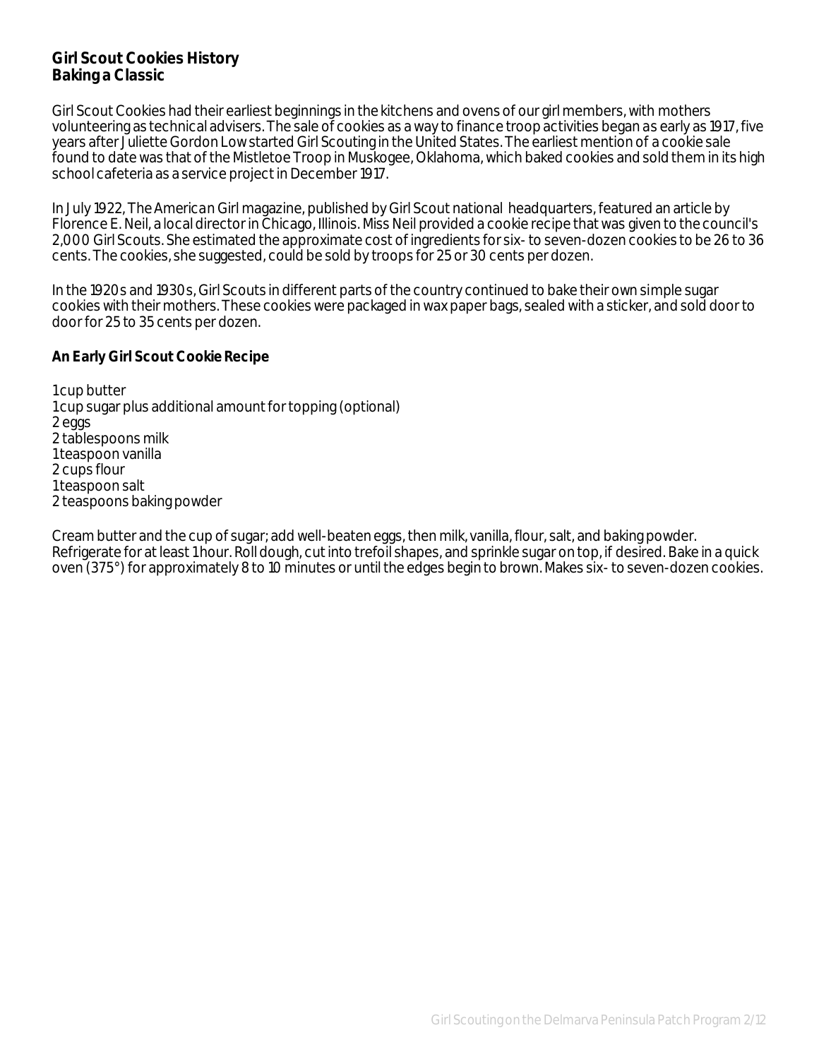## Girl Scout Cookies History
## Baking a Classic

Girl Scout Cookies had their earliest beginnings in the kitchens and ovens of our girl members, with mothers volunteering as technical advisers. The sale of cookies as a way to finance troop activities began as early as 1917, five years after Juliette Gordon Low started Girl Scouting in the United States. The earliest mention of a cookie sale found to date was that of the Mistletoe Troop in Muskogee, Oklahoma, which baked cookies and sold them in its high school cafeteria as a service project in December 1917.

In July 1922, *The American Girl* magazine, published by Girl Scout national headquarters, featured an article by Florence E. Neil, a local director in Chicago, Illinois. Miss Neil provided a cookie recipe that was given to the council's 2,000 Girl Scouts. She estimated the approximate cost of ingredients for six- to seven-dozen cookies to be 26 to 36 cents. The cookies, she suggested, could be sold by troops for 25 or 30 cents per dozen.

In the 1920s and 1930s, Girl Scouts in different parts of the country continued to bake their own simple sugar cookies with their mothers. These cookies were packaged in wax paper bags, sealed with a sticker, and sold door to door for 25 to 35 cents per dozen.

### An Early Girl Scout Cookie Recipe

1 cup butter
1 cup sugar plus additional amount for topping (optional)
2 eggs
2 tablespoons milk
1 teaspoon vanilla
2 cups flour
1 teaspoon salt
2 teaspoons baking powder

Cream butter and the cup of sugar; add well-beaten eggs, then milk, vanilla, flour, salt, and baking powder. Refrigerate for at least 1 hour. Roll dough, cut into trefoil shapes, and sprinkle sugar on top, if desired. Bake in a quick oven (375°) for approximately 8 to 10 minutes or until the edges begin to brown. Makes six- to seven-dozen cookies.